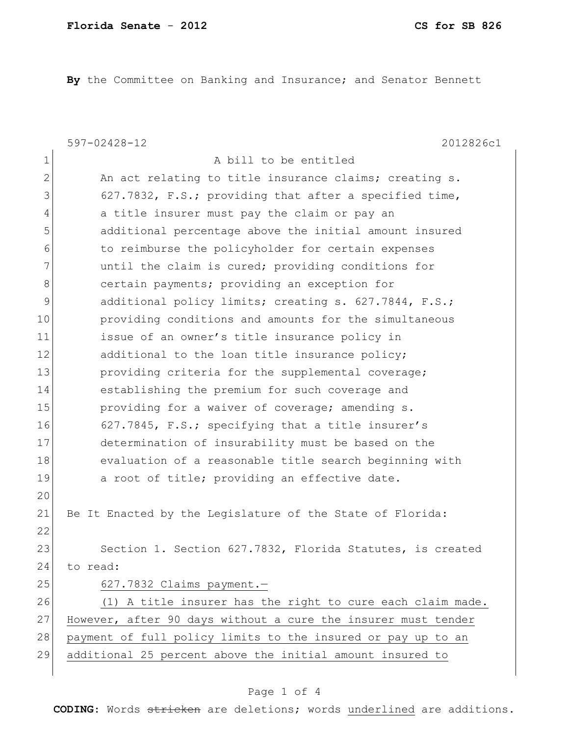**By** the Committee on Banking and Insurance; and Senator Bennett

597-02428-12 2012826c1

A bill to be entitled

An act relating to title insurance claims; creating s. 627.7832, F.S.; providing that after a specified time, a title insurer must pay the claim or pay an additional percentage above the initial amount insured to reimburse the policyholder for certain expenses until the claim is cured; providing conditions for certain payments; providing an exception for additional policy limits; creating s. 627.7844, F.S.; providing conditions and amounts for the simultaneous issue of an owner's title insurance policy in additional to the loan title insurance policy; providing criteria for the supplemental coverage; establishing the premium for such coverage and providing for a waiver of coverage; amending s. 627.7845, F.S.; specifying that a title insurer's determination of insurability must be based on the evaluation of a reasonable title search beginning with a root of title; providing an effective date.

Be It Enacted by the Legislature of the State of Florida:

Section 1. Section 627.7832, Florida Statutes, is created to read:

627.7832 Claims payment.—

(1) A title insurer has the right to cure each claim made. However, after 90 days without a cure the insurer must tender payment of full policy limits to the insured or pay up to an additional 25 percent above the initial amount insured to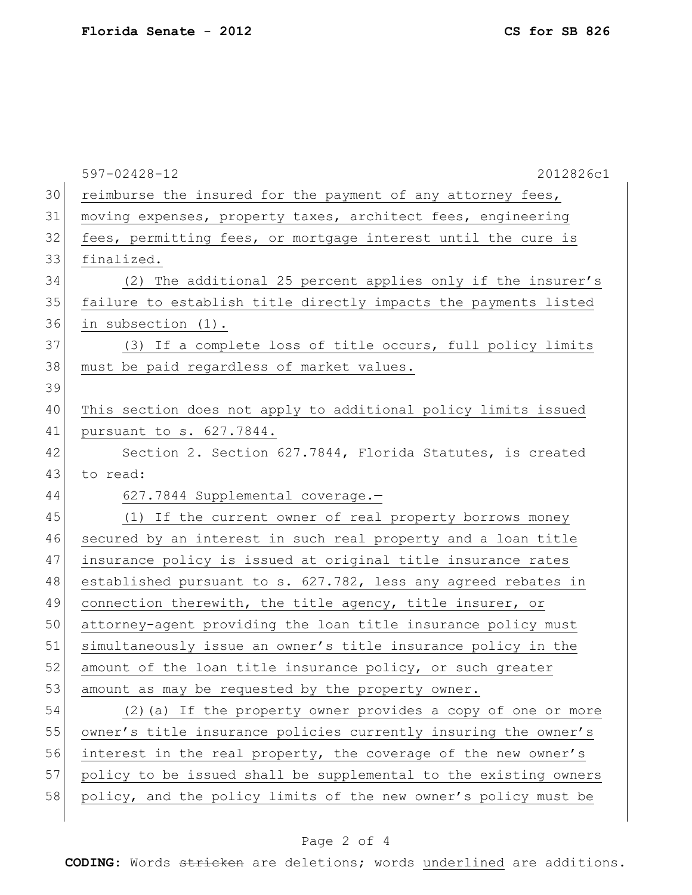reimburse the insured for the payment of any attorney fees, moving expenses, property taxes, architect fees, engineering fees, permitting fees, or mortgage interest until the cure is finalized.

(2) The additional 25 percent applies only if the insurer's failure to establish title directly impacts the payments listed in subsection (1).

(3) If a complete loss of title occurs, full policy limits must be paid regardless of market values.

This section does not apply to additional policy limits issued pursuant to s. 627.7844.

Section 2. Section 627.7844, Florida Statutes, is created to read:

627.7844 Supplemental coverage.—

(1) If the current owner of real property borrows money secured by an interest in such real property and a loan title insurance policy is issued at original title insurance rates established pursuant to s. 627.782, less any agreed rebates in connection therewith, the title agency, title insurer, or attorney-agent providing the loan title insurance policy must simultaneously issue an owner's title insurance policy in the amount of the loan title insurance policy, or such greater amount as may be requested by the property owner.

(2)(a) If the property owner provides a copy of one or more owner's title insurance policies currently insuring the owner's interest in the real property, the coverage of the new owner's policy to be issued shall be supplemental to the existing owners policy, and the policy limits of the new owner's policy must be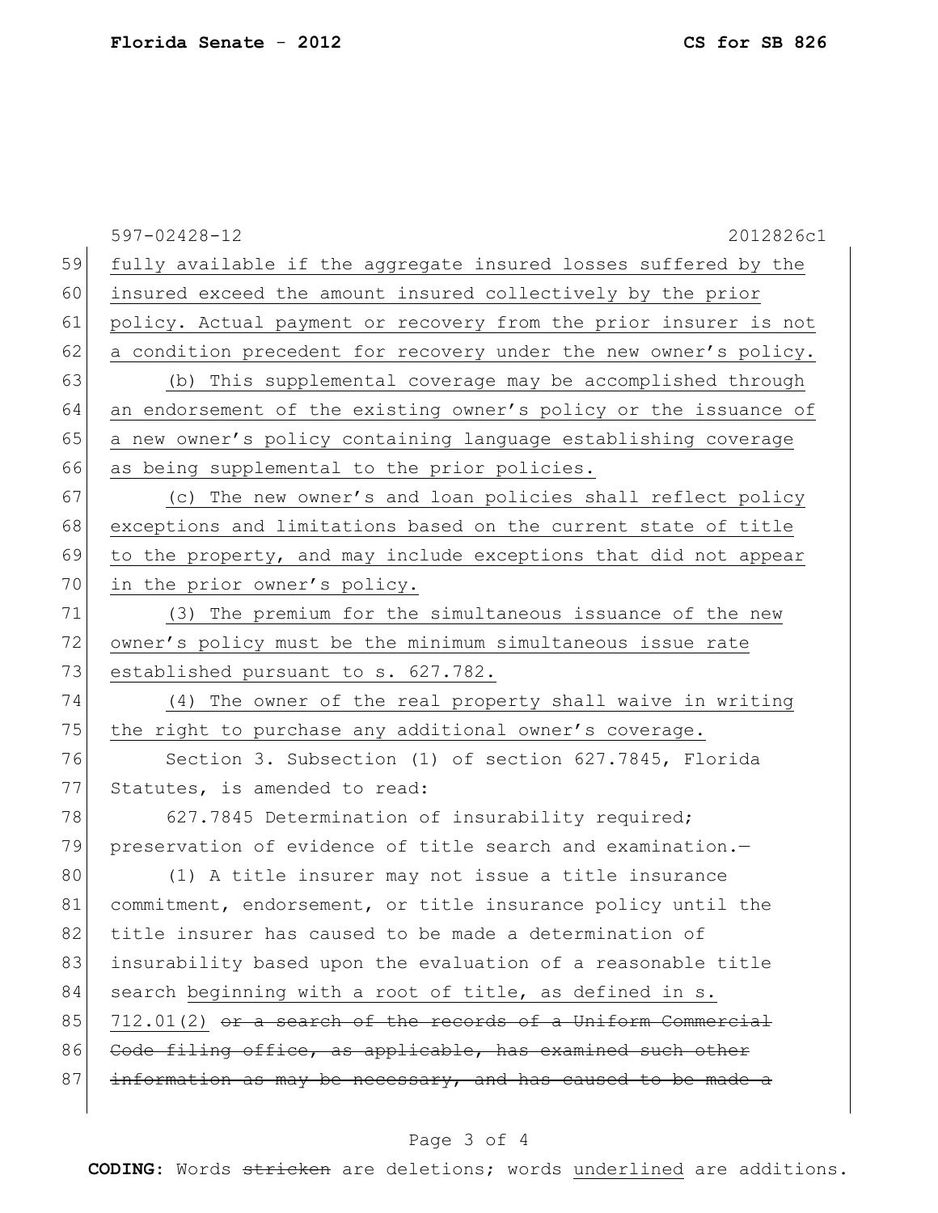fully available if the aggregate insured losses suffered by the insured exceed the amount insured collectively by the prior policy. Actual payment or recovery from the prior insurer is not a condition precedent for recovery under the new owner's policy.

(b) This supplemental coverage may be accomplished through an endorsement of the existing owner's policy or the issuance of a new owner's policy containing language establishing coverage as being supplemental to the prior policies.

(c) The new owner's and loan policies shall reflect policy exceptions and limitations based on the current state of title to the property, and may include exceptions that did not appear in the prior owner's policy.

(3) The premium for the simultaneous issuance of the new owner's policy must be the minimum simultaneous issue rate established pursuant to s. 627.782.

(4) The owner of the real property shall waive in writing the right to purchase any additional owner's coverage.

Section 3. Subsection (1) of section 627.7845, Florida Statutes, is amended to read:

627.7845 Determination of insurability required; preservation of evidence of title search and examination.—

(1) A title insurer may not issue a title insurance commitment, endorsement, or title insurance policy until the title insurer has caused to be made a determination of insurability based upon the evaluation of a reasonable title search beginning with a root of title, as defined in s. 712.01(2) ~~or a search of the records of a Uniform Commercial Code filing office, as applicable, has examined such other information as may be necessary, and has caused to be made a~~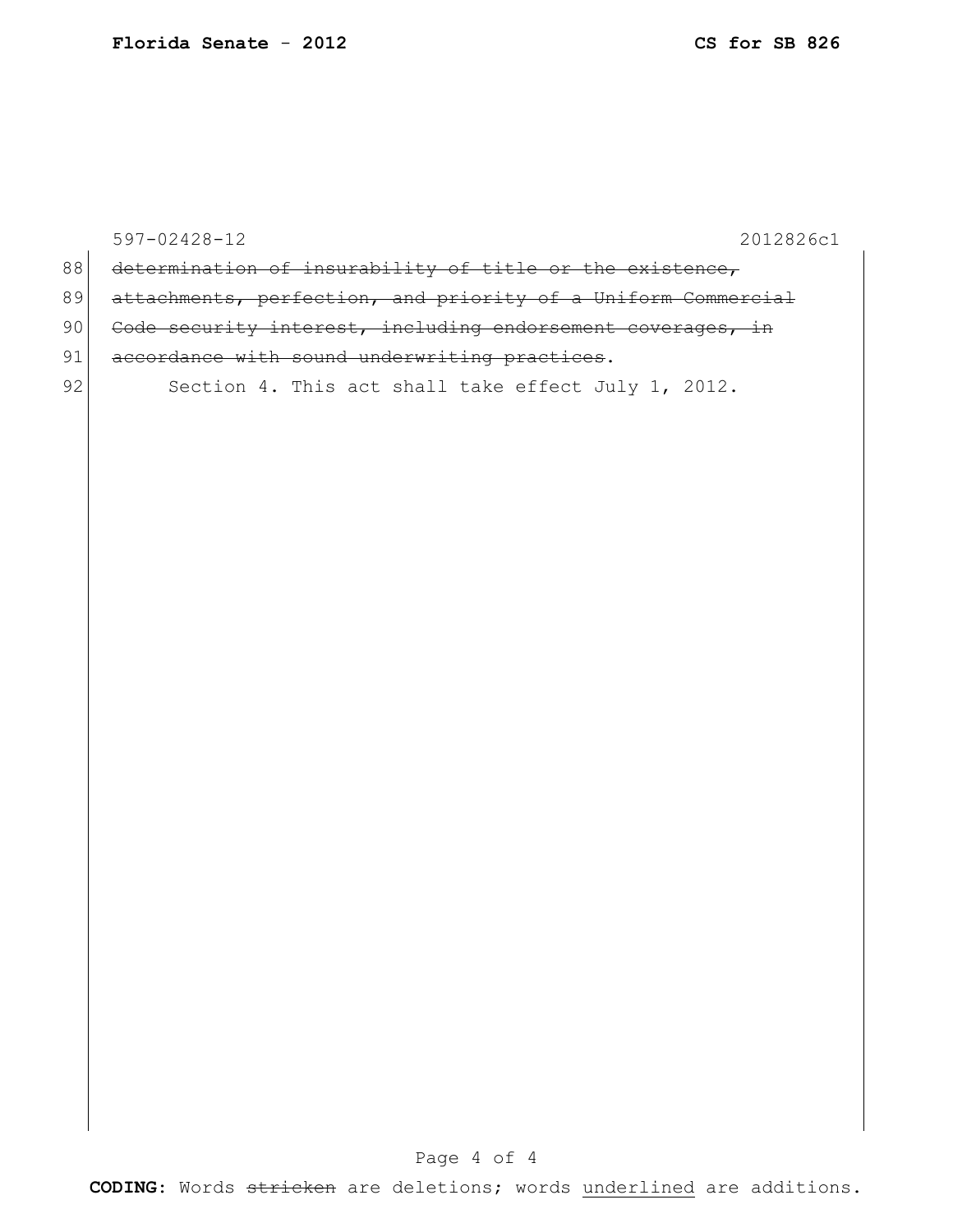597-02428-12 2012826c1

88 ~~determination of insurability of title or the existence,~~

89 ~~attachments, perfection, and priority of a Uniform Commercial~~

90 ~~Code security interest, including endorsement coverages, in~~

91 ~~accordance with sound underwriting practices~~.

92 Section 4. This act shall take effect July 1, 2012.

**CODING:** Words ~~stricken~~ are deletions; words <u>underlined</u> are additions.